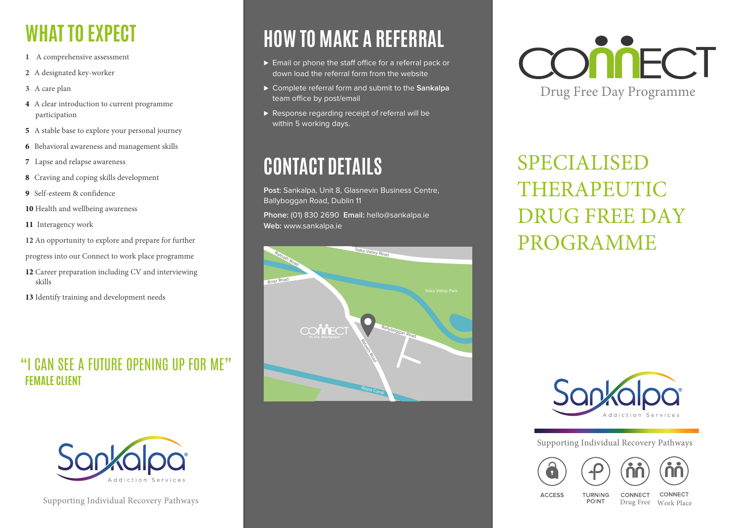# WHAT TO EXPECT

1 A comprehensive assessment

2 A designated key-worker

3 A care plan

4 A clear introduction to current programme participation

5 A stable base to explore your personal journey

6 Behavioral awareness and management skills

7 Lapse and relapse awareness

8 Craving and coping skills development

9 Self-esteem & confidence

10 Health and wellbeing awareness

11 Interagency work

12 An opportunity to explore and prepare for further progress into our Connect to work place programme

12 Career preparation including CV and interviewing skills

13 Identify training and development needs

## "I CAN SEE A FUTURE OPENING UP FOR ME"
### FEMALE CLIENT

Sankalpa Addiction Services

Supporting Individual Recovery Pathways

# HOW TO MAKE A REFERRAL

- Email or phone the staff office for a referral pack or down load the referral form from the website
- Complete referral form and submit to the **Sankalpa** team office by post/email
- Response regarding receipt of referral will be within 5 working days.

# CONTACT DETAILS

**Post:** Sankalpa, Unit 8, Glasnevin Business Centre, Ballyboggan Road, Dublin 11

**Phone:** (01) 830 2690 **Email:** hello@sankalpa.ie

**Web:** www.sankalpa.ie

Tolka Valley Road · Ratoath Road · River Road · Tolka Valley Park · Connect to the Workplace · Ballyboggan Road · Ratoath Road · Royal Canal

# CONNECT
Drug Free Day Programme

## SPECIALISED THERAPEUTIC DRUG FREE DAY PROGRAMME

Sankalpa Addiction Services

Supporting Individual Recovery Pathways

ACCESS · TURNING POINT · CONNECT Drug Free · CONNECT Work Place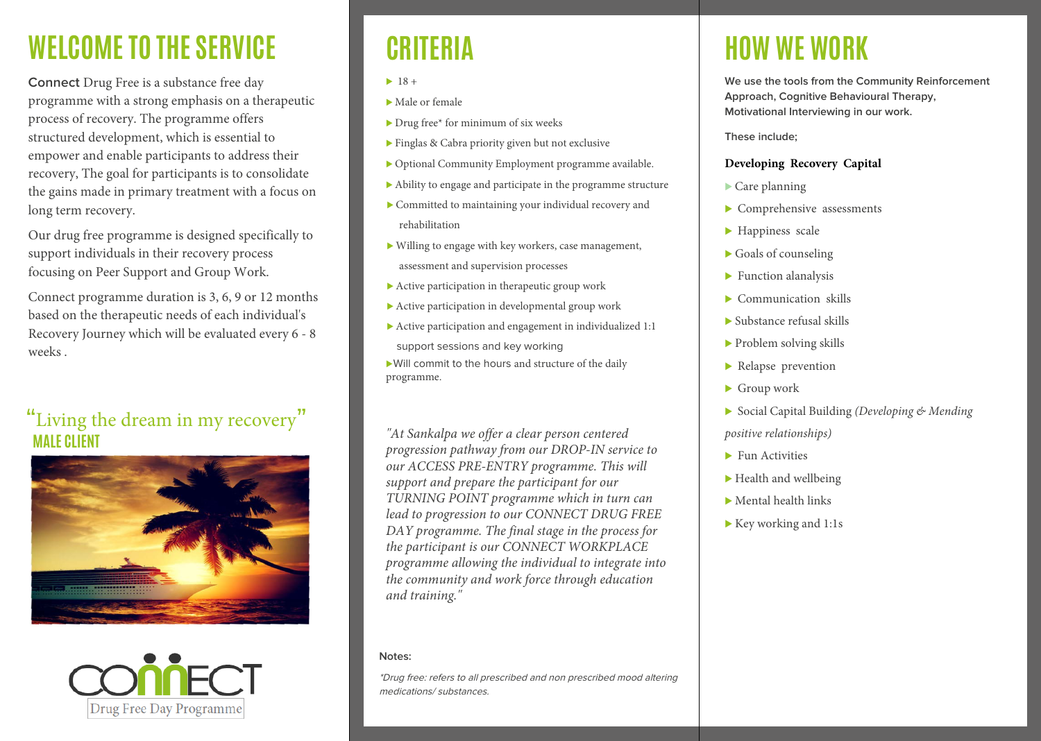# WELCOME TO THE SERVICE

**Connect** Drug Free is a substance free day programme with a strong emphasis on a therapeutic process of recovery. The programme offers structured development, which is essential to empower and enable participants to address their recovery, The goal for participants is to consolidate the gains made in primary treatment with a focus on long term recovery.

Our drug free programme is designed specifically to support individuals in their recovery process focusing on Peer Support and Group Work.

Connect programme duration is 3, 6, 9 or 12 months based on the therapeutic needs of each individual's Recovery Journey which will be evaluated every 6 - 8 weeks .

"Living the dream in my recovery"
**MALE CLIENT**

CONNECT
Drug Free Day Programme

# CRITERIA

- 18 +
- Male or female
- Drug free* for minimum of six weeks
- Finglas & Cabra priority given but not exclusive
- Optional Community Employment programme available.
- Ability to engage and participate in the programme structure
- Committed to maintaining your individual recovery and rehabilitation
- Willing to engage with key workers, case management, assessment and supervision processes
- Active participation in therapeutic group work
- Active participation in developmental group work
- Active participation and engagement in individualized 1:1 support sessions and key working
- Will commit to the hours and structure of the daily programme.

*"At Sankalpa we offer a clear person centered progression pathway from our DROP-IN service to our ACCESS PRE-ENTRY programme. This will support and prepare the participant for our TURNING POINT programme which in turn can lead to progression to our CONNECT DRUG FREE DAY programme. The final stage in the process for the participant is our CONNECT WORKPLACE programme allowing the individual to integrate into the community and work force through education and training."*

**Notes:**

*\*Drug free: refers to all prescribed and non prescribed mood altering medications/ substances.*

# HOW WE WORK

**We use the tools from the Community Reinforcement Approach, Cognitive Behavioural Therapy, Motivational Interviewing in our work.**

**These include;**

**Developing Recovery Capital**

- Care planning
- Comprehensive assessments
- Happiness scale
- Goals of counseling
- Function alanalysis
- Communication skills
- Substance refusal skills
- Problem solving skills
- Relapse prevention
- Group work
- Social Capital Building *(Developing & Mending positive relationships)*
- Fun Activities
- Health and wellbeing
- Mental health links
- Key working and 1:1s